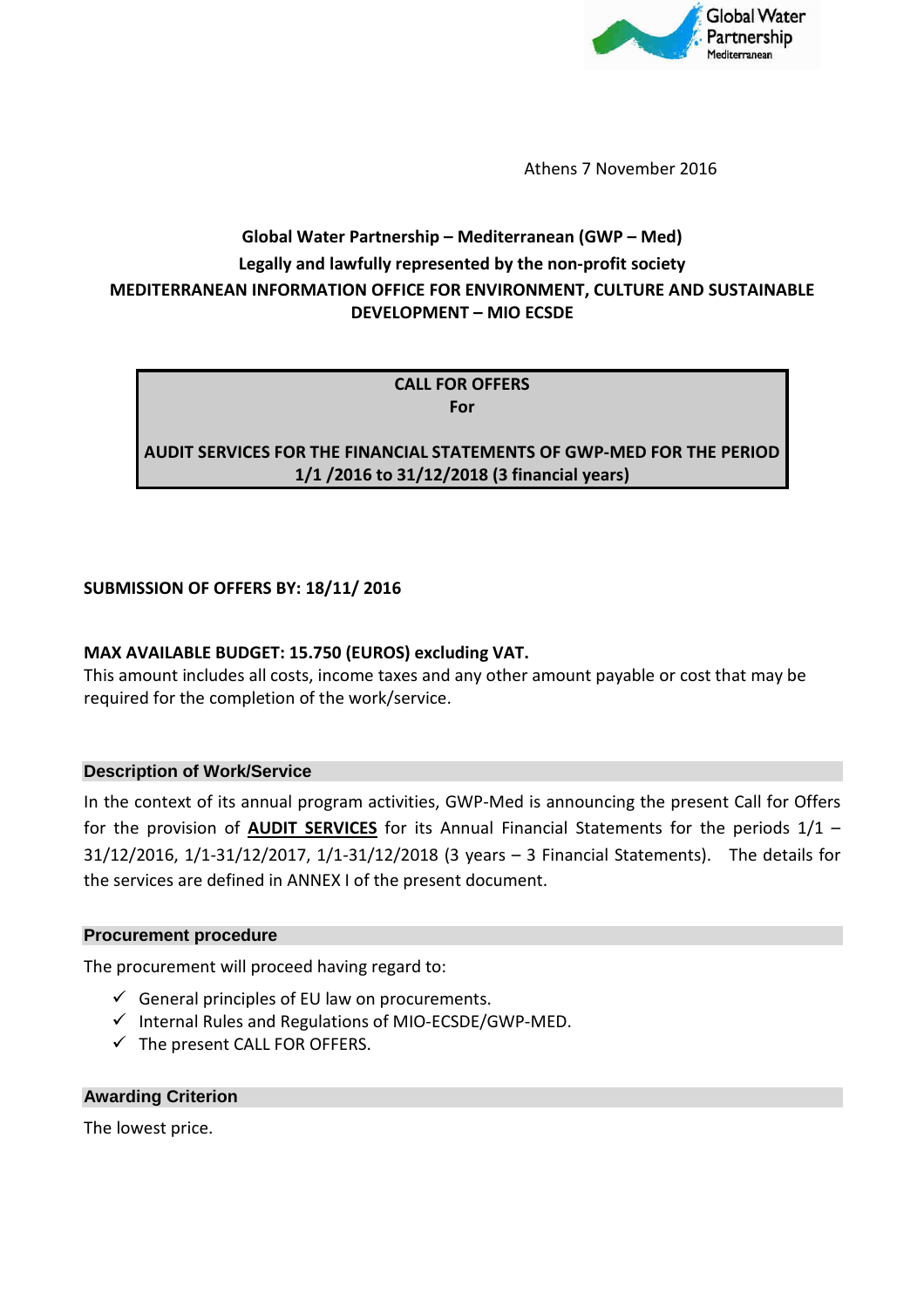Athens 7 November 2016

**Global Water Partnership – Mediterranean (GWP – Med)**
**Legally and lawfully represented by the non-profit society**
**MEDITERRANEAN INFORMATION OFFICE FOR ENVIRONMENT, CULTURE AND SUSTAINABLE DEVELOPMENT – MIO ECSDE**

**CALL FOR OFFERS**
**For**

**AUDIT SERVICES FOR THE FINANCIAL STATEMENTS OF GWP-MED FOR THE PERIOD 1/1 /2016 to 31/12/2018 (3 financial years)**

**SUBMISSION OF OFFERS BY: 18/11/ 2016**

**MAX AVAILABLE BUDGET: 15.750 (EUROS) excluding VAT.**
This amount includes all costs, income taxes and any other amount payable or cost that may be required for the completion of the work/service.

## Description of Work/Service

In the context of its annual program activities, GWP-Med is announcing the present Call for Offers for the provision of **AUDIT SERVICES** for its Annual Financial Statements for the periods 1/1 – 31/12/2016, 1/1-31/12/2017, 1/1-31/12/2018 (3 years – 3 Financial Statements). The details for the services are defined in ANNEX I of the present document.

## Procurement procedure

The procurement will proceed having regard to:

- ✓ General principles of EU law on procurements.
- ✓ Internal Rules and Regulations of MIO-ECSDE/GWP-MED.
- ✓ The present CALL FOR OFFERS.

## Awarding Criterion

The lowest price.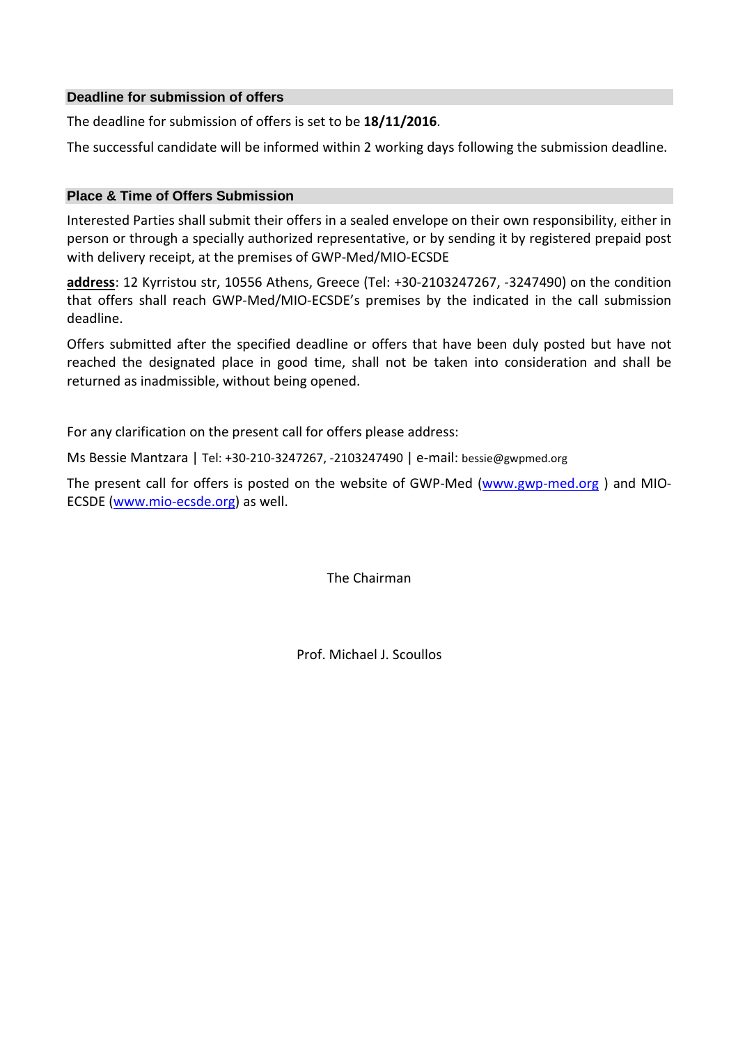## Deadline for submission of offers

The deadline for submission of offers is set to be **18/11/2016**.

The successful candidate will be informed within 2 working days following the submission deadline.

## Place & Time of Offers Submission

Interested Parties shall submit their offers in a sealed envelope on their own responsibility, either in person or through a specially authorized representative, or by sending it by registered prepaid post with delivery receipt, at the premises of GWP-Med/MIO-ECSDE

**address**: 12 Kyrristou str, 10556 Athens, Greece (Tel: +30-2103247267, -3247490) on the condition that offers shall reach GWP-Med/MIO-ECSDE's premises by the indicated in the call submission deadline.

Offers submitted after the specified deadline or offers that have been duly posted but have not reached the designated place in good time, shall not be taken into consideration and shall be returned as inadmissible, without being opened.

For any clarification on the present call for offers please address:

Ms Bessie Mantzara | Tel: +30-210-3247267, -2103247490 | e-mail: bessie@gwpmed.org

The present call for offers is posted on the website of GWP-Med (www.gwp-med.org ) and MIO-ECSDE (www.mio-ecsde.org) as well.

The Chairman

Prof. Michael J. Scoullos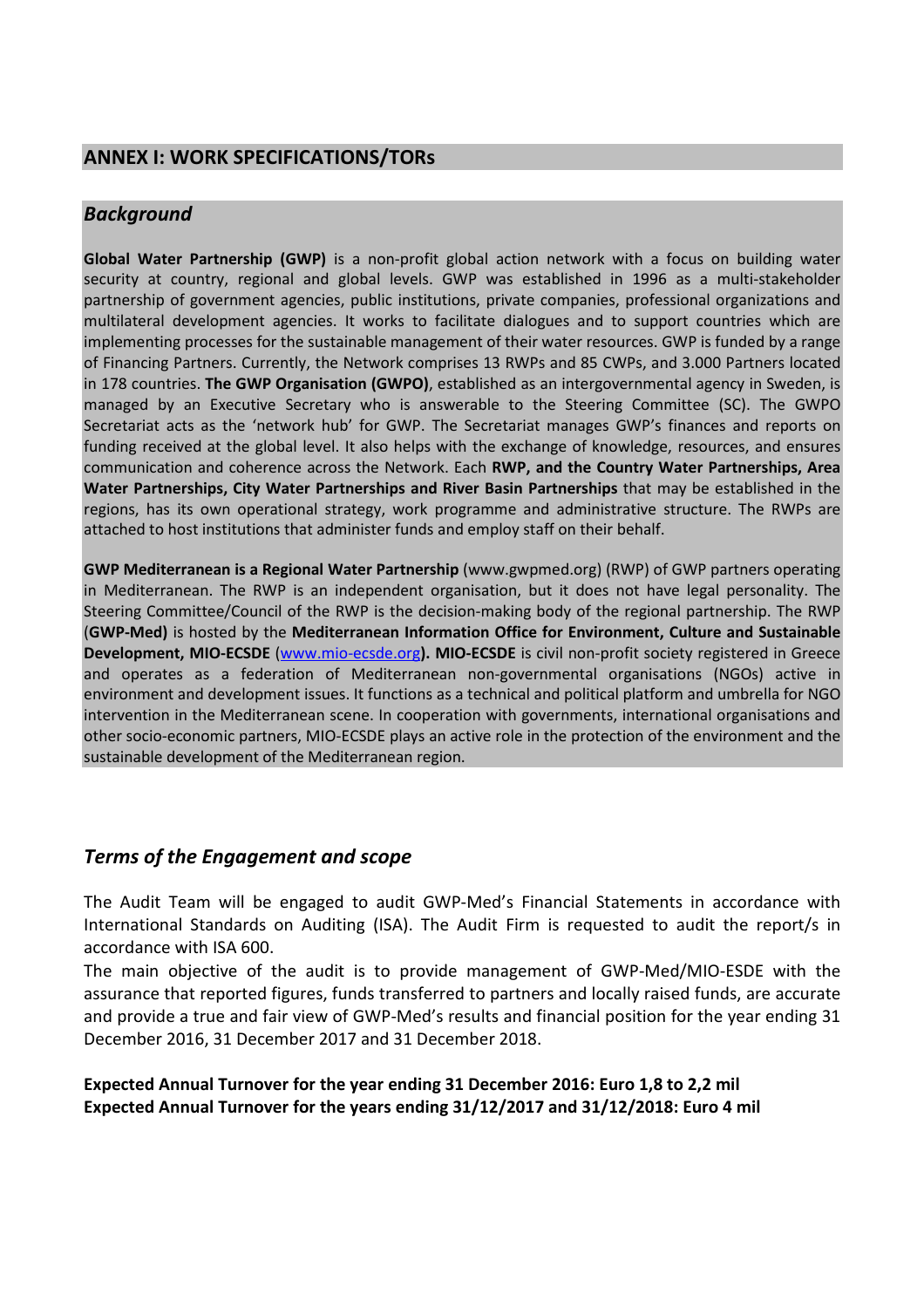## ANNEX I: WORK SPECIFICATIONS/TORs

### *Background*

**Global Water Partnership (GWP)** is a non-profit global action network with a focus on building water security at country, regional and global levels. GWP was established in 1996 as a multi-stakeholder partnership of government agencies, public institutions, private companies, professional organizations and multilateral development agencies. It works to facilitate dialogues and to support countries which are implementing processes for the sustainable management of their water resources. GWP is funded by a range of Financing Partners. Currently, the Network comprises 13 RWPs and 85 CWPs, and 3.000 Partners located in 178 countries. **The GWP Organisation (GWPO)**, established as an intergovernmental agency in Sweden, is managed by an Executive Secretary who is answerable to the Steering Committee (SC). The GWPO Secretariat acts as the 'network hub' for GWP. The Secretariat manages GWP's finances and reports on funding received at the global level. It also helps with the exchange of knowledge, resources, and ensures communication and coherence across the Network. Each **RWP, and the Country Water Partnerships, Area Water Partnerships, City Water Partnerships and River Basin Partnerships** that may be established in the regions, has its own operational strategy, work programme and administrative structure. The RWPs are attached to host institutions that administer funds and employ staff on their behalf.

**GWP Mediterranean is a Regional Water Partnership** (www.gwpmed.org) (RWP) of GWP partners operating in Mediterranean. The RWP is an independent organisation, but it does not have legal personality. The Steering Committee/Council of the RWP is the decision-making body of the regional partnership. The RWP (**GWP-Med)** is hosted by the **Mediterranean Information Office for Environment, Culture and Sustainable Development, MIO-ECSDE** ([www.mio-ecsde.org](http://www.mio-ecsde.org)**). MIO-ECSDE** is civil non-profit society registered in Greece and operates as a federation of Mediterranean non-governmental organisations (NGOs) active in environment and development issues. It functions as a technical and political platform and umbrella for NGO intervention in the Mediterranean scene. In cooperation with governments, international organisations and other socio-economic partners, MIO-ECSDE plays an active role in the protection of the environment and the sustainable development of the Mediterranean region.

### *Terms of the Engagement and scope*

The Audit Team will be engaged to audit GWP-Med's Financial Statements in accordance with International Standards on Auditing (ISA). The Audit Firm is requested to audit the report/s in accordance with ISA 600.

The main objective of the audit is to provide management of GWP-Med/MIO-ESDE with the assurance that reported figures, funds transferred to partners and locally raised funds, are accurate and provide a true and fair view of GWP-Med's results and financial position for the year ending 31 December 2016, 31 December 2017 and 31 December 2018.

**Expected Annual Turnover for the year ending 31 December 2016: Euro 1,8 to 2,2 mil**
**Expected Annual Turnover for the years ending 31/12/2017 and 31/12/2018: Euro 4 mil**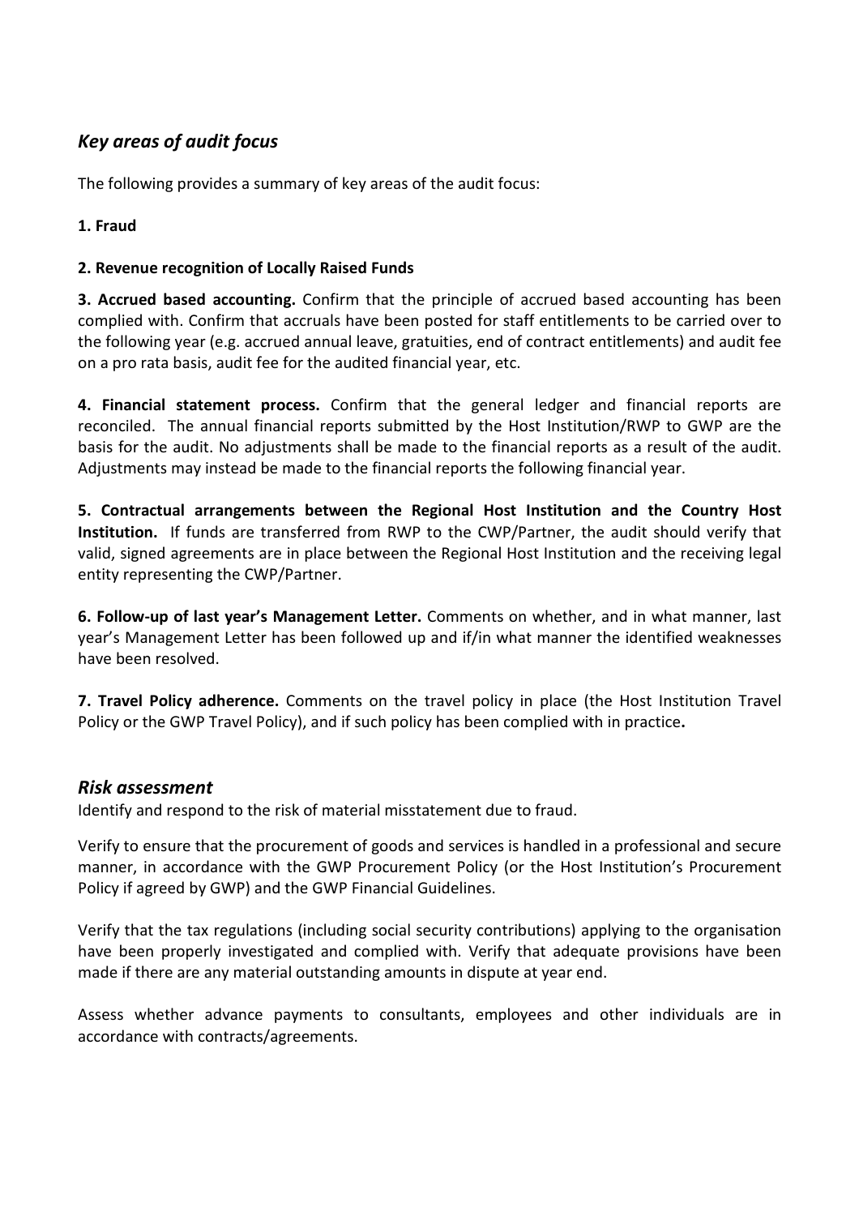## *Key areas of audit focus*

The following provides a summary of key areas of the audit focus:

**1. Fraud**

**2. Revenue recognition of Locally Raised Funds**

**3. Accrued based accounting.** Confirm that the principle of accrued based accounting has been complied with. Confirm that accruals have been posted for staff entitlements to be carried over to the following year (e.g. accrued annual leave, gratuities, end of contract entitlements) and audit fee on a pro rata basis, audit fee for the audited financial year, etc.

**4. Financial statement process.** Confirm that the general ledger and financial reports are reconciled. The annual financial reports submitted by the Host Institution/RWP to GWP are the basis for the audit. No adjustments shall be made to the financial reports as a result of the audit. Adjustments may instead be made to the financial reports the following financial year.

**5. Contractual arrangements between the Regional Host Institution and the Country Host Institution.** If funds are transferred from RWP to the CWP/Partner, the audit should verify that valid, signed agreements are in place between the Regional Host Institution and the receiving legal entity representing the CWP/Partner.

**6. Follow-up of last year's Management Letter.** Comments on whether, and in what manner, last year's Management Letter has been followed up and if/in what manner the identified weaknesses have been resolved.

**7. Travel Policy adherence.** Comments on the travel policy in place (the Host Institution Travel Policy or the GWP Travel Policy), and if such policy has been complied with in practice**.**

## *Risk assessment*

Identify and respond to the risk of material misstatement due to fraud.

Verify to ensure that the procurement of goods and services is handled in a professional and secure manner, in accordance with the GWP Procurement Policy (or the Host Institution's Procurement Policy if agreed by GWP) and the GWP Financial Guidelines.

Verify that the tax regulations (including social security contributions) applying to the organisation have been properly investigated and complied with. Verify that adequate provisions have been made if there are any material outstanding amounts in dispute at year end.

Assess whether advance payments to consultants, employees and other individuals are in accordance with contracts/agreements.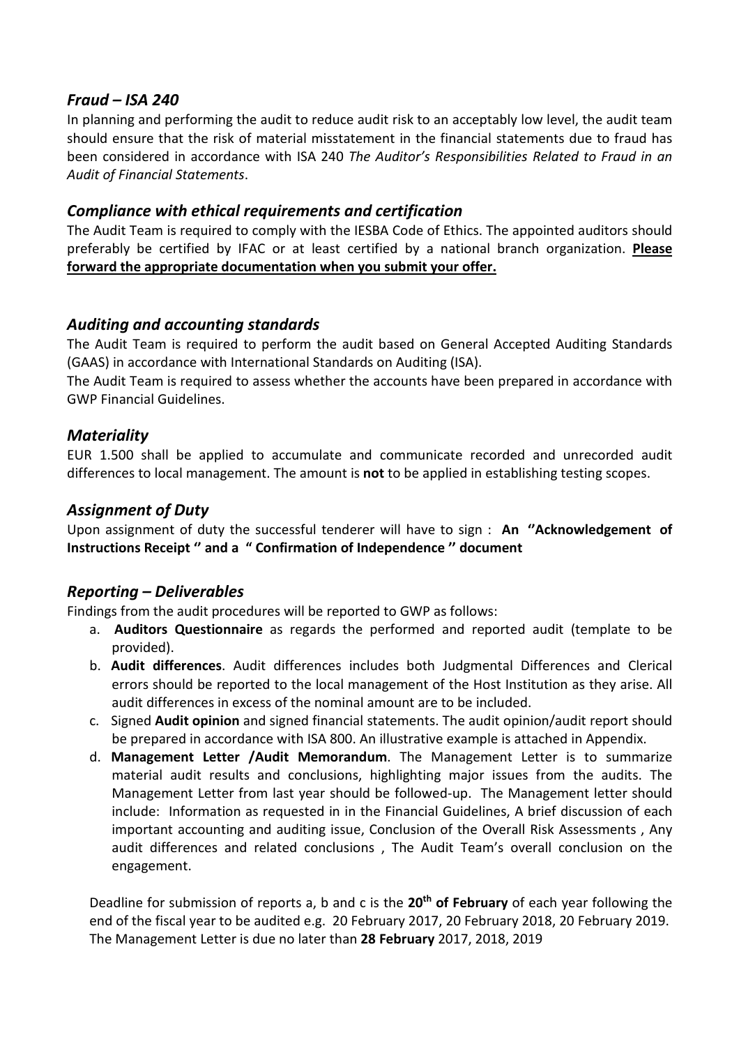## *Fraud – ISA 240*

In planning and performing the audit to reduce audit risk to an acceptably low level, the audit team should ensure that the risk of material misstatement in the financial statements due to fraud has been considered in accordance with ISA 240 *The Auditor's Responsibilities Related to Fraud in an Audit of Financial Statements*.

## *Compliance with ethical requirements and certification*

The Audit Team is required to comply with the IESBA Code of Ethics. The appointed auditors should preferably be certified by IFAC or at least certified by a national branch organization. **Please forward the appropriate documentation when you submit your offer.**

## *Auditing and accounting standards*

The Audit Team is required to perform the audit based on General Accepted Auditing Standards (GAAS) in accordance with International Standards on Auditing (ISA).

The Audit Team is required to assess whether the accounts have been prepared in accordance with GWP Financial Guidelines.

## *Materiality*

EUR 1.500 shall be applied to accumulate and communicate recorded and unrecorded audit differences to local management. The amount is **not** to be applied in establishing testing scopes.

## *Assignment of Duty*

Upon assignment of duty the successful tenderer will have to sign : **An ''Acknowledgement of Instructions Receipt '' and a " Confirmation of Independence '' document**

## *Reporting – Deliverables*

Findings from the audit procedures will be reported to GWP as follows:

a. **Auditors Questionnaire** as regards the performed and reported audit (template to be provided).
b. **Audit differences**. Audit differences includes both Judgmental Differences and Clerical errors should be reported to the local management of the Host Institution as they arise. All audit differences in excess of the nominal amount are to be included.
c. Signed **Audit opinion** and signed financial statements. The audit opinion/audit report should be prepared in accordance with ISA 800. An illustrative example is attached in Appendix.
d. **Management Letter /Audit Memorandum**. The Management Letter is to summarize material audit results and conclusions, highlighting major issues from the audits. The Management Letter from last year should be followed-up. The Management letter should include: Information as requested in in the Financial Guidelines, A brief discussion of each important accounting and auditing issue, Conclusion of the Overall Risk Assessments , Any audit differences and related conclusions , The Audit Team's overall conclusion on the engagement.

Deadline for submission of reports a, b and c is the **20th of February** of each year following the end of the fiscal year to be audited e.g. 20 February 2017, 20 February 2018, 20 February 2019. The Management Letter is due no later than **28 February** 2017, 2018, 2019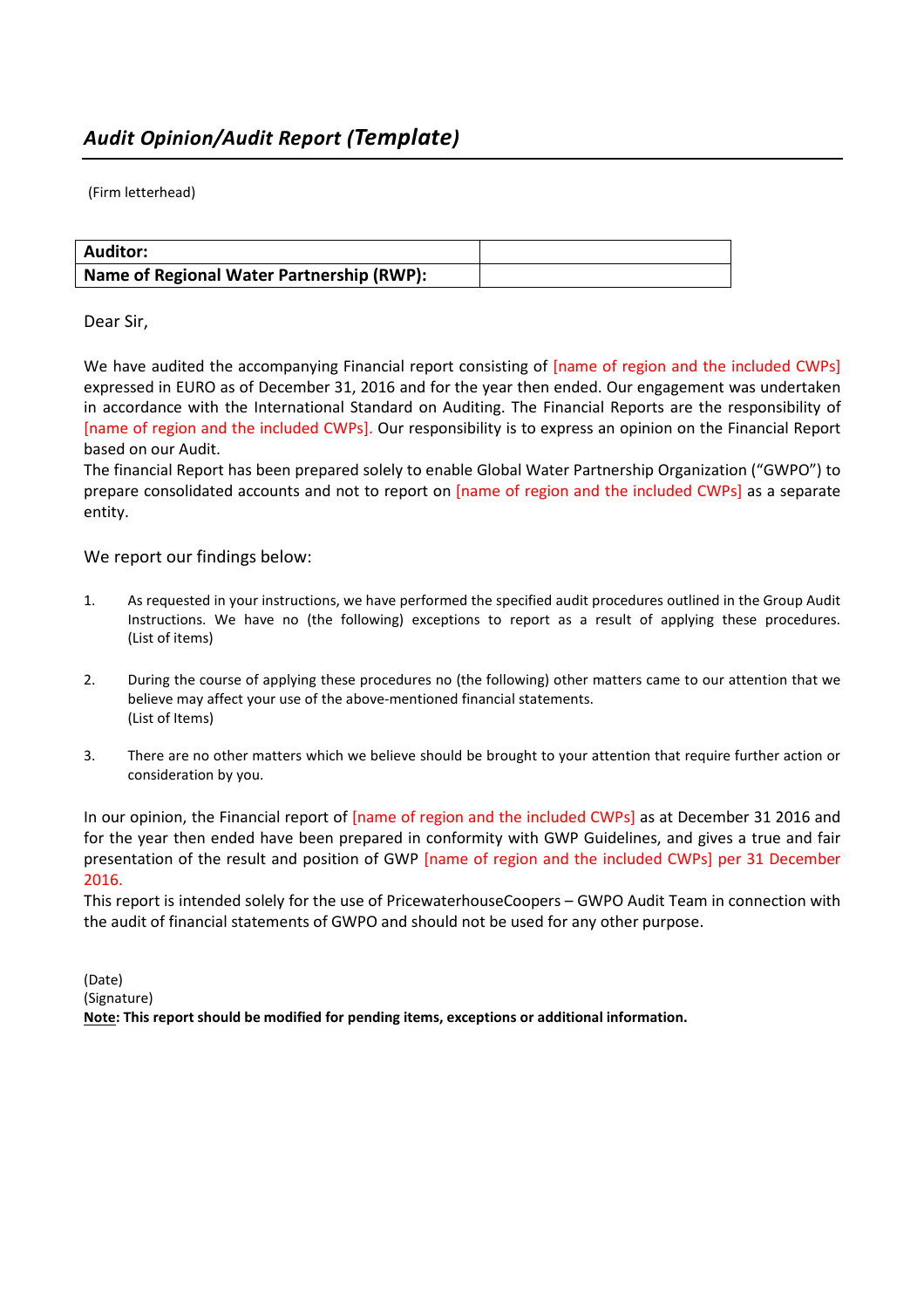## *Audit Opinion/Audit Report (Template)*

(Firm letterhead)

| **Auditor:** | |
|---|---|
| **Name of Regional Water Partnership (RWP):** | |

Dear Sir,

We have audited the accompanying Financial report consisting of [name of region and the included CWPs] expressed in EURO as of December 31, 2016 and for the year then ended. Our engagement was undertaken in accordance with the International Standard on Auditing. The Financial Reports are the responsibility of [name of region and the included CWPs]. Our responsibility is to express an opinion on the Financial Report based on our Audit.

The financial Report has been prepared solely to enable Global Water Partnership Organization ("GWPO") to prepare consolidated accounts and not to report on [name of region and the included CWPs] as a separate entity.

We report our findings below:

1. As requested in your instructions, we have performed the specified audit procedures outlined in the Group Audit Instructions. We have no (the following) exceptions to report as a result of applying these procedures. (List of items)

2. During the course of applying these procedures no (the following) other matters came to our attention that we believe may affect your use of the above-mentioned financial statements.
(List of Items)

3. There are no other matters which we believe should be brought to your attention that require further action or consideration by you.

In our opinion, the Financial report of [name of region and the included CWPs] as at December 31 2016 and for the year then ended have been prepared in conformity with GWP Guidelines, and gives a true and fair presentation of the result and position of GWP [name of region and the included CWPs] per 31 December 2016.

This report is intended solely for the use of PricewaterhouseCoopers – GWPO Audit Team in connection with the audit of financial statements of GWPO and should not be used for any other purpose.

(Date)
(Signature)
**Note: This report should be modified for pending items, exceptions or additional information.**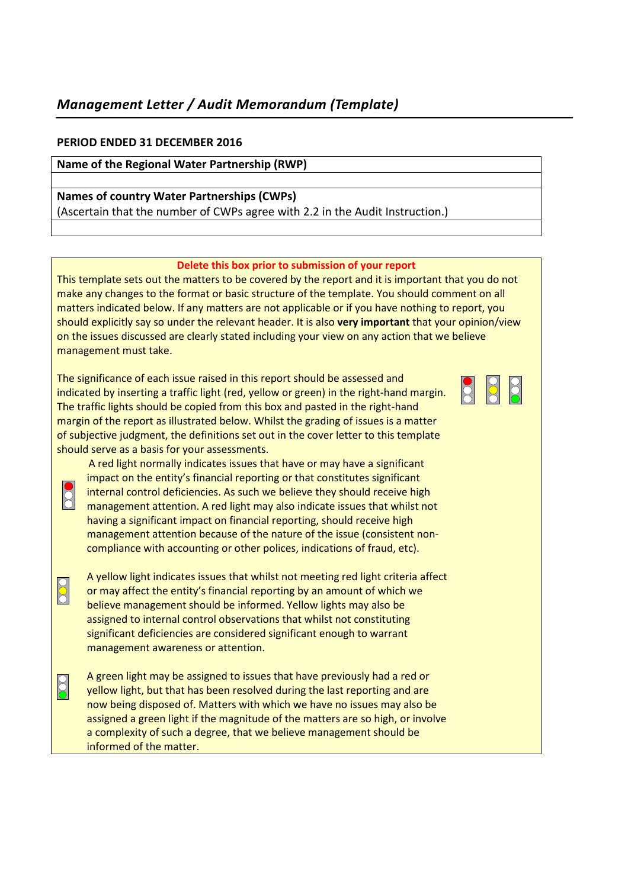# *Management Letter / Audit Memorandum (Template)*

**PERIOD ENDED 31 DECEMBER 2016**

| **Name of the Regional Water Partnership (RWP)** |
|---|
| |
| **Names of country Water Partnerships (CWPs)**<br>(Ascertain that the number of CWPs agree with 2.2 in the Audit Instruction.) |
| |

**Delete this box prior to submission of your report**

This template sets out the matters to be covered by the report and it is important that you do not make any changes to the format or basic structure of the template. You should comment on all matters indicated below. If any matters are not applicable or if you have nothing to report, you should explicitly say so under the relevant header. It is also **very important** that your opinion/view on the issues discussed are clearly stated including your view on any action that we believe management must take.

The significance of each issue raised in this report should be assessed and indicated by inserting a traffic light (red, yellow or green) in the right-hand margin. The traffic lights should be copied from this box and pasted in the right-hand margin of the report as illustrated below. Whilst the grading of issues is a matter of subjective judgment, the definitions set out in the cover letter to this template should serve as a basis for your assessments.

A red light normally indicates issues that have or may have a significant impact on the entity's financial reporting or that constitutes significant internal control deficiencies. As such we believe they should receive high management attention. A red light may also indicate issues that whilst not having a significant impact on financial reporting, should receive high management attention because of the nature of the issue (consistent non-compliance with accounting or other polices, indications of fraud, etc).

A yellow light indicates issues that whilst not meeting red light criteria affect or may affect the entity's financial reporting by an amount of which we believe management should be informed. Yellow lights may also be assigned to internal control observations that whilst not constituting significant deficiencies are considered significant enough to warrant management awareness or attention.

A green light may be assigned to issues that have previously had a red or yellow light, but that has been resolved during the last reporting and are now being disposed of. Matters with which we have no issues may also be assigned a green light if the magnitude of the matters are so high, or involve a complexity of such a degree, that we believe management should be informed of the matter.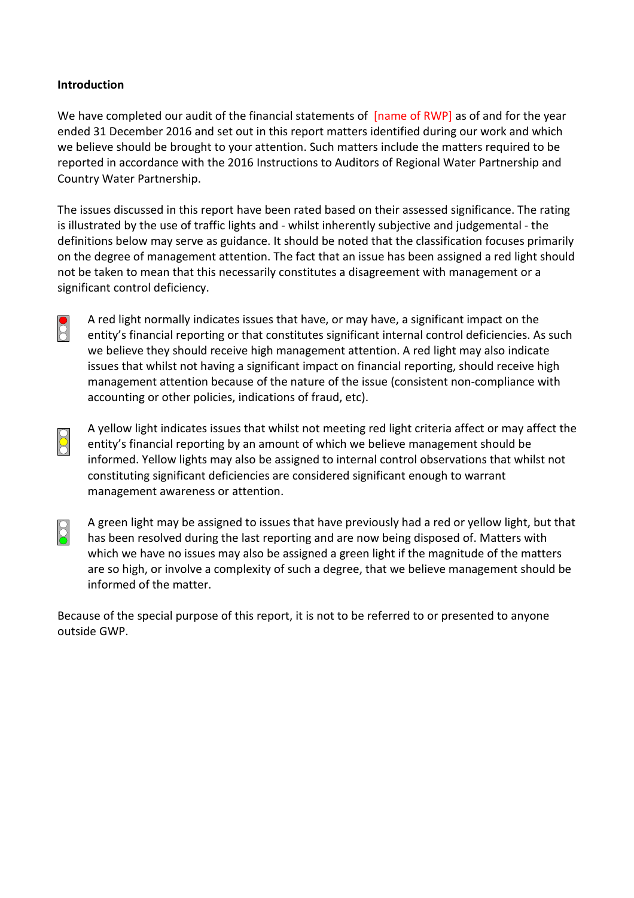**Introduction**

We have completed our audit of the financial statements of [name of RWP] as of and for the year ended 31 December 2016 and set out in this report matters identified during our work and which we believe should be brought to your attention. Such matters include the matters required to be reported in accordance with the 2016 Instructions to Auditors of Regional Water Partnership and Country Water Partnership.

The issues discussed in this report have been rated based on their assessed significance. The rating is illustrated by the use of traffic lights and - whilst inherently subjective and judgemental - the definitions below may serve as guidance. It should be noted that the classification focuses primarily on the degree of management attention. The fact that an issue has been assigned a red light should not be taken to mean that this necessarily constitutes a disagreement with management or a significant control deficiency.

A red light normally indicates issues that have, or may have, a significant impact on the entity's financial reporting or that constitutes significant internal control deficiencies. As such we believe they should receive high management attention. A red light may also indicate issues that whilst not having a significant impact on financial reporting, should receive high management attention because of the nature of the issue (consistent non-compliance with accounting or other policies, indications of fraud, etc).

A yellow light indicates issues that whilst not meeting red light criteria affect or may affect the entity's financial reporting by an amount of which we believe management should be informed. Yellow lights may also be assigned to internal control observations that whilst not constituting significant deficiencies are considered significant enough to warrant management awareness or attention.

A green light may be assigned to issues that have previously had a red or yellow light, but that has been resolved during the last reporting and are now being disposed of. Matters with which we have no issues may also be assigned a green light if the magnitude of the matters are so high, or involve a complexity of such a degree, that we believe management should be informed of the matter.

Because of the special purpose of this report, it is not to be referred to or presented to anyone outside GWP.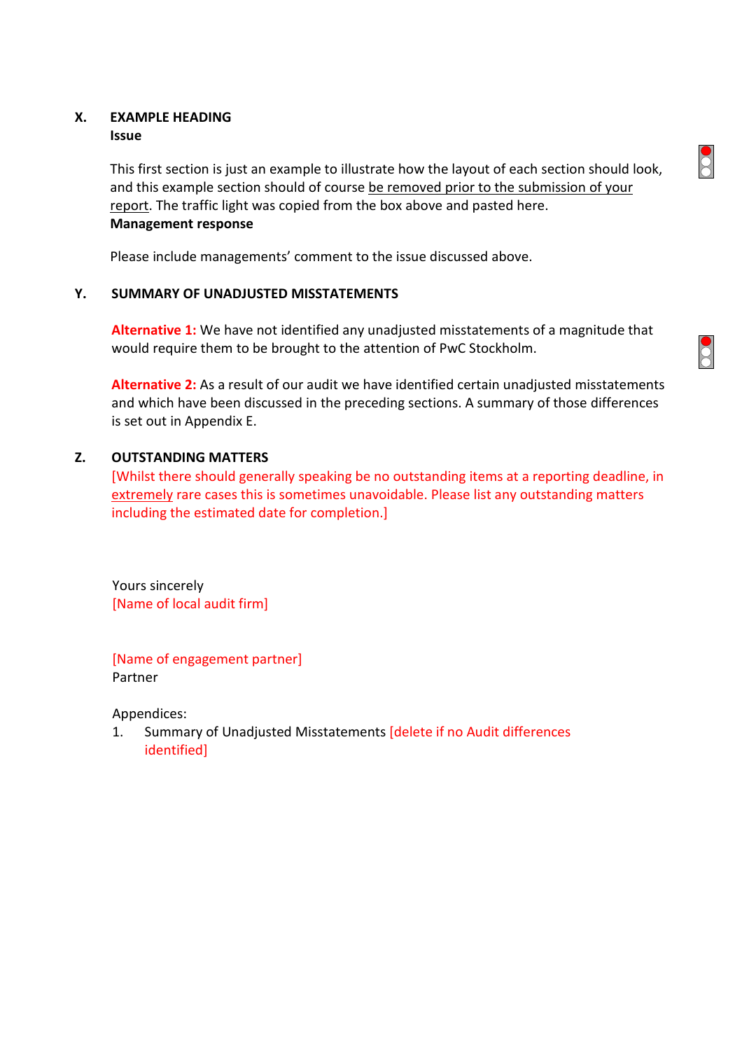## X. EXAMPLE HEADING

**Issue**

This first section is just an example to illustrate how the layout of each section should look, and this example section should of course be removed prior to the submission of your report. The traffic light was copied from the box above and pasted here.

**Management response**

Please include managements' comment to the issue discussed above.

## Y. SUMMARY OF UNADJUSTED MISSTATEMENTS

**Alternative 1:** We have not identified any unadjusted misstatements of a magnitude that would require them to be brought to the attention of PwC Stockholm.

**Alternative 2:** As a result of our audit we have identified certain unadjusted misstatements and which have been discussed in the preceding sections. A summary of those differences is set out in Appendix E.

## Z. OUTSTANDING MATTERS

[Whilst there should generally speaking be no outstanding items at a reporting deadline, in extremely rare cases this is sometimes unavoidable. Please list any outstanding matters including the estimated date for completion.]

Yours sincerely
[Name of local audit firm]

[Name of engagement partner]
Partner

Appendices:

1. Summary of Unadjusted Misstatements [delete if no Audit differences identified]